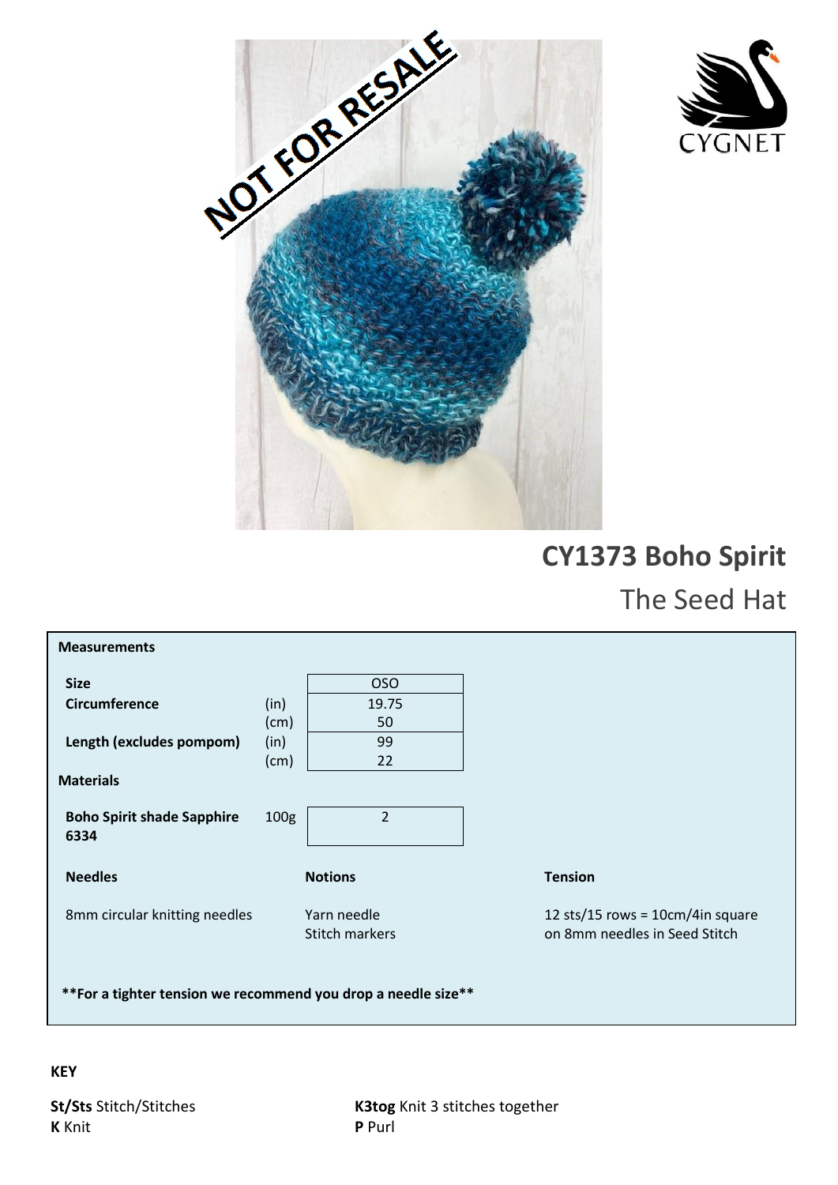# CY1373 Boho Spirit

## The Seed Hat

**Measurements**

| | | |
|---|---|---|
| **Size** | | OSO |
| **Circumference** | (in) | 19.75 |
| | (cm) | 50 |
| **Length (excludes pompom)** | (in) | 99 |
| | (cm) | 22 |

**Materials**

| | | |
|---|---|---|
| **Boho Spirit shade Sapphire 6334** | 100g | 2 |

**Needles**

8mm circular knitting needles

**Notions**

Yarn needle
Stitch markers

**Tension**

12 sts/15 rows = 10cm/4in square on 8mm needles in Seed Stitch

****For a tighter tension we recommend you drop a needle size****

**KEY**

**St/Sts** Stitch/Stitches
**K** Knit
**K3tog** Knit 3 stitches together
**P** Purl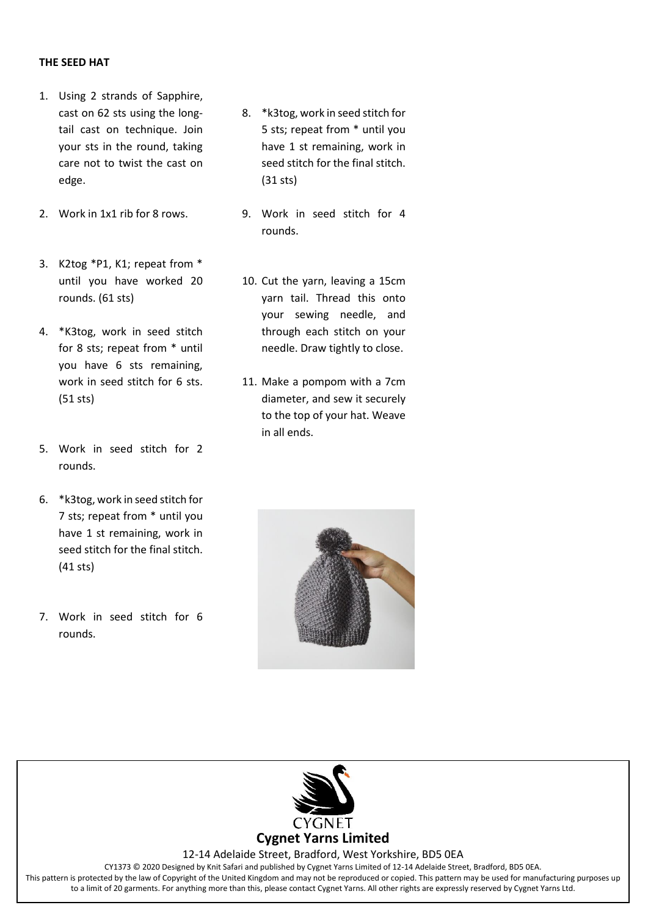**THE SEED HAT**

1. Using 2 strands of Sapphire, cast on 62 sts using the long-tail cast on technique. Join your sts in the round, taking care not to twist the cast on edge.
2. Work in 1x1 rib for 8 rows.
3. K2tog *P1, K1; repeat from * until you have worked 20 rounds. (61 sts)
4. *K3tog, work in seed stitch for 8 sts; repeat from * until you have 6 sts remaining, work in seed stitch for 6 sts. (51 sts)
5. Work in seed stitch for 2 rounds.
6. *k3tog, work in seed stitch for 7 sts; repeat from * until you have 1 st remaining, work in seed stitch for the final stitch. (41 sts)
7. Work in seed stitch for 6 rounds.
8. *k3tog, work in seed stitch for 5 sts; repeat from * until you have 1 st remaining, work in seed stitch for the final stitch. (31 sts)
9. Work in seed stitch for 4 rounds.
10. Cut the yarn, leaving a 15cm yarn tail. Thread this onto your sewing needle, and through each stitch on your needle. Draw tightly to close.
11. Make a pompom with a 7cm diameter, and sew it securely to the top of your hat. Weave in all ends.

CYGNET

**Cygnet Yarns Limited**

12-14 Adelaide Street, Bradford, West Yorkshire, BD5 0EA

CY1373 © 2020 Designed by Knit Safari and published by Cygnet Yarns Limited of 12-14 Adelaide Street, Bradford, BD5 0EA.
This pattern is protected by the law of Copyright of the United Kingdom and may not be reproduced or copied. This pattern may be used for manufacturing purposes up to a limit of 20 garments. For anything more than this, please contact Cygnet Yarns. All other rights are expressly reserved by Cygnet Yarns Ltd.